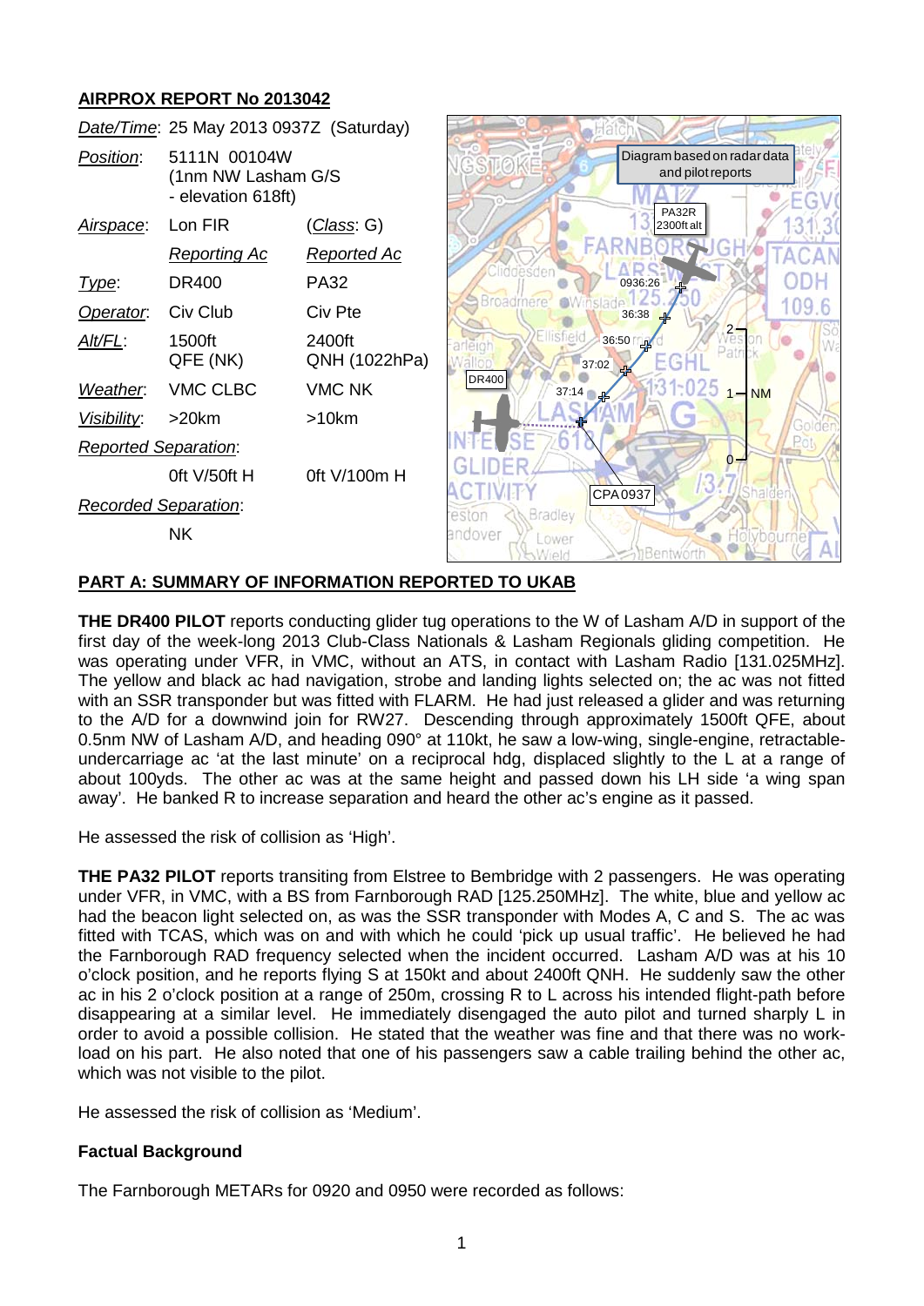## AIRPROX REPORT No 2013042

| | | |
|---|---|---|
| *Date/Time*: | 25 May 2013 0937Z (Saturday) | |
| *Position*: | 5111N 00104W (1nm NW Lasham G/S - elevation 618ft) | |
| *Airspace*: | Lon FIR | (*Class*: G) |
| | *Reporting Ac* | *Reported Ac* |
| *Type*: | DR400 | PA32 |
| *Operator*: | Civ Club | Civ Pte |
| *Alt/FL*: | 1500ft QFE (NK) | 2400ft QNH (1022hPa) |
| *Weather*: | VMC CLBC | VMC NK |
| *Visibility*: | >20km | >10km |
| *Reported Separation*: | | |
| | 0ft V/50ft H | 0ft V/100m H |
| *Recorded Separation*: | | |
| | NK | |

Diagram based on radar data and pilot reports

## PART A: SUMMARY OF INFORMATION REPORTED TO UKAB

**THE DR400 PILOT** reports conducting glider tug operations to the W of Lasham A/D in support of the first day of the week-long 2013 Club-Class Nationals & Lasham Regionals gliding competition. He was operating under VFR, in VMC, without an ATS, in contact with Lasham Radio [131.025MHz]. The yellow and black ac had navigation, strobe and landing lights selected on; the ac was not fitted with an SSR transponder but was fitted with FLARM. He had just released a glider and was returning to the A/D for a downwind join for RW27. Descending through approximately 1500ft QFE, about 0.5nm NW of Lasham A/D, and heading 090° at 110kt, he saw a low-wing, single-engine, retractable-undercarriage ac 'at the last minute' on a reciprocal hdg, displaced slightly to the L at a range of about 100yds. The other ac was at the same height and passed down his LH side 'a wing span away'. He banked R to increase separation and heard the other ac's engine as it passed.

He assessed the risk of collision as 'High'.

**THE PA32 PILOT** reports transiting from Elstree to Bembridge with 2 passengers. He was operating under VFR, in VMC, with a BS from Farnborough RAD [125.250MHz]. The white, blue and yellow ac had the beacon light selected on, as was the SSR transponder with Modes A, C and S. The ac was fitted with TCAS, which was on and with which he could 'pick up usual traffic'. He believed he had the Farnborough RAD frequency selected when the incident occurred. Lasham A/D was at his 10 o'clock position, and he reports flying S at 150kt and about 2400ft QNH. He suddenly saw the other ac in his 2 o'clock position at a range of 250m, crossing R to L across his intended flight-path before disappearing at a similar level. He immediately disengaged the auto pilot and turned sharply L in order to avoid a possible collision. He stated that the weather was fine and that there was no work-load on his part. He also noted that one of his passengers saw a cable trailing behind the other ac, which was not visible to the pilot.

He assessed the risk of collision as 'Medium'.

### Factual Background

The Farnborough METARs for 0920 and 0950 were recorded as follows: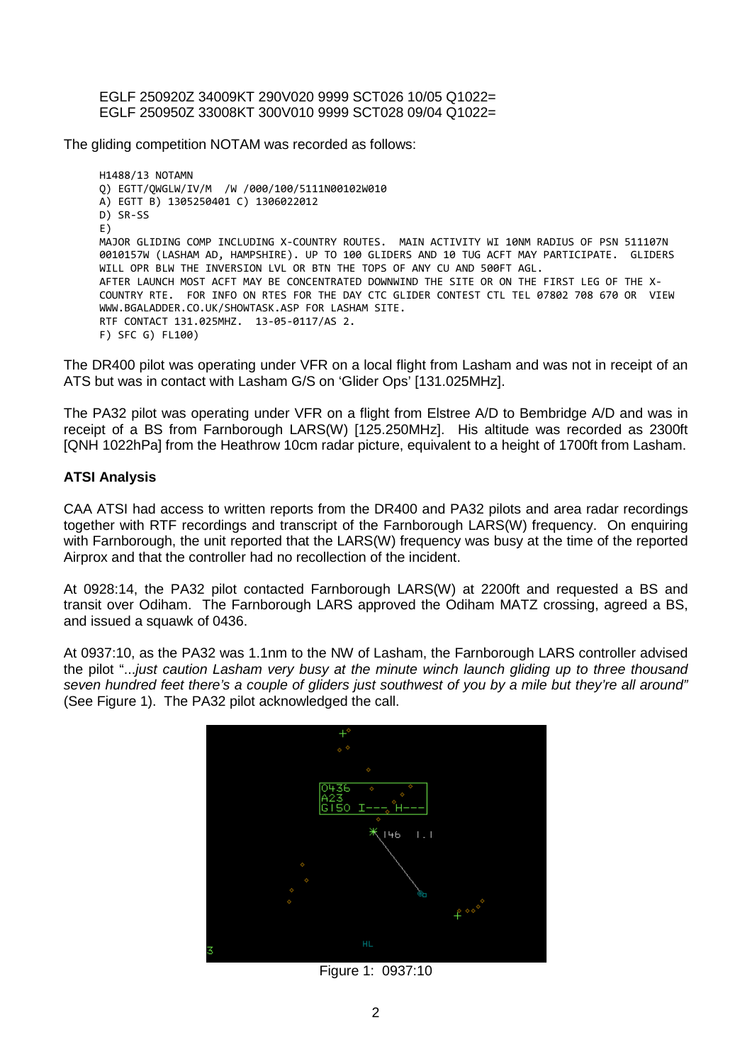EGLF 250920Z 34009KT 290V020 9999 SCT026 10/05 Q1022=
EGLF 250950Z 33008KT 300V010 9999 SCT028 09/04 Q1022=

The gliding competition NOTAM was recorded as follows:

```
H1488/13 NOTAMN
Q) EGTT/QWGLW/IV/M  /W /000/100/5111N00102W010
A) EGTT B) 1305250401 C) 1306022012
D) SR-SS
E)
MAJOR GLIDING COMP INCLUDING X-COUNTRY ROUTES.  MAIN ACTIVITY WI 10NM RADIUS OF PSN 511107N
0010157W (LASHAM AD, HAMPSHIRE). UP TO 100 GLIDERS AND 10 TUG ACFT MAY PARTICIPATE.  GLIDERS
WILL OPR BLW THE INVERSION LVL OR BTN THE TOPS OF ANY CU AND 500FT AGL.
AFTER LAUNCH MOST ACFT MAY BE CONCENTRATED DOWNWIND THE SITE OR ON THE FIRST LEG OF THE X-
COUNTRY RTE.  FOR INFO ON RTES FOR THE DAY CTC GLIDER CONTEST CTL TEL 07802 708 670 OR  VIEW
WWW.BGALADDER.CO.UK/SHOWTASK.ASP FOR LASHAM SITE.
RTF CONTACT 131.025MHZ.  13-05-0117/AS 2.
F) SFC G) FL100)
```

The DR400 pilot was operating under VFR on a local flight from Lasham and was not in receipt of an ATS but was in contact with Lasham G/S on 'Glider Ops' [131.025MHz].

The PA32 pilot was operating under VFR on a flight from Elstree A/D to Bembridge A/D and was in receipt of a BS from Farnborough LARS(W) [125.250MHz]. His altitude was recorded as 2300ft [QNH 1022hPa] from the Heathrow 10cm radar picture, equivalent to a height of 1700ft from Lasham.

### ATSI Analysis

CAA ATSI had access to written reports from the DR400 and PA32 pilots and area radar recordings together with RTF recordings and transcript of the Farnborough LARS(W) frequency. On enquiring with Farnborough, the unit reported that the LARS(W) frequency was busy at the time of the reported Airprox and that the controller had no recollection of the incident.

At 0928:14, the PA32 pilot contacted Farnborough LARS(W) at 2200ft and requested a BS and transit over Odiham. The Farnborough LARS approved the Odiham MATZ crossing, agreed a BS, and issued a squawk of 0436.

At 0937:10, as the PA32 was 1.1nm to the NW of Lasham, the Farnborough LARS controller advised the pilot "...*just caution Lasham very busy at the minute winch launch gliding up to three thousand seven hundred feet there's a couple of gliders just southwest of you by a mile but they're all around*" (See Figure 1). The PA32 pilot acknowledged the call.

Figure 1: 0937:10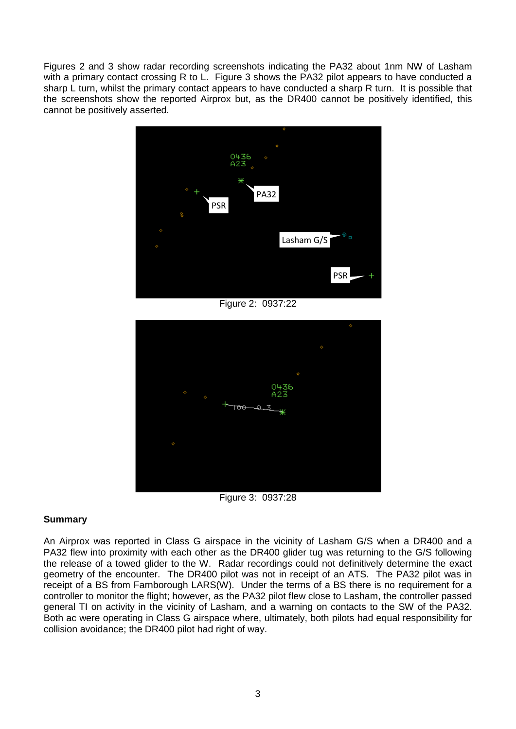Figures 2 and 3 show radar recording screenshots indicating the PA32 about 1nm NW of Lasham with a primary contact crossing R to L. Figure 3 shows the PA32 pilot appears to have conducted a sharp L turn, whilst the primary contact appears to have conducted a sharp R turn. It is possible that the screenshots show the reported Airprox but, as the DR400 cannot be positively identified, this cannot be positively asserted.

Figure 2: 0937:22

Figure 3: 0937:28

**Summary**

An Airprox was reported in Class G airspace in the vicinity of Lasham G/S when a DR400 and a PA32 flew into proximity with each other as the DR400 glider tug was returning to the G/S following the release of a towed glider to the W. Radar recordings could not definitively determine the exact geometry of the encounter. The DR400 pilot was not in receipt of an ATS. The PA32 pilot was in receipt of a BS from Farnborough LARS(W). Under the terms of a BS there is no requirement for a controller to monitor the flight; however, as the PA32 pilot flew close to Lasham, the controller passed general TI on activity in the vicinity of Lasham, and a warning on contacts to the SW of the PA32. Both ac were operating in Class G airspace where, ultimately, both pilots had equal responsibility for collision avoidance; the DR400 pilot had right of way.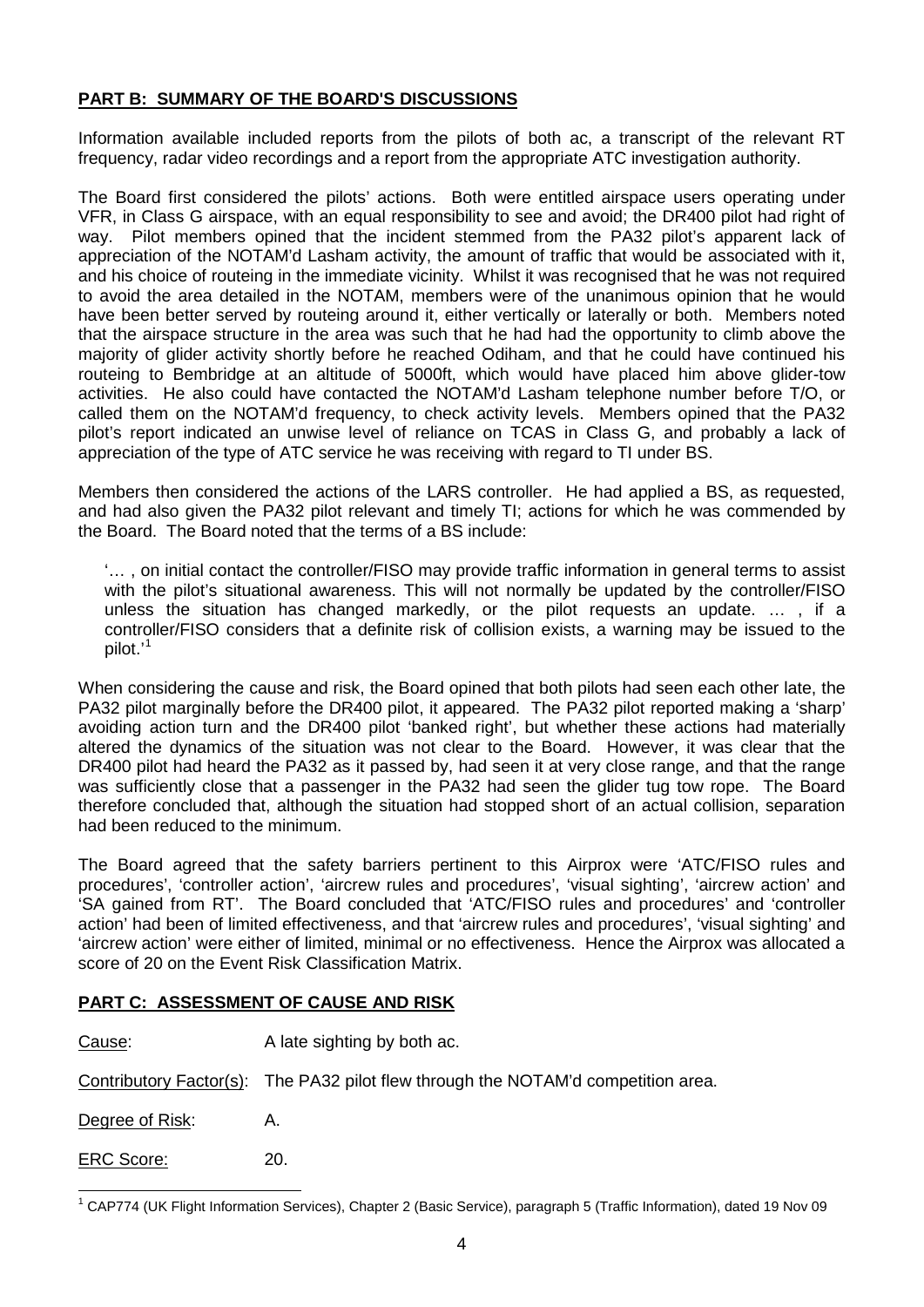## PART B: SUMMARY OF THE BOARD'S DISCUSSIONS

Information available included reports from the pilots of both ac, a transcript of the relevant RT frequency, radar video recordings and a report from the appropriate ATC investigation authority.

The Board first considered the pilots' actions. Both were entitled airspace users operating under VFR, in Class G airspace, with an equal responsibility to see and avoid; the DR400 pilot had right of way. Pilot members opined that the incident stemmed from the PA32 pilot's apparent lack of appreciation of the NOTAM'd Lasham activity, the amount of traffic that would be associated with it, and his choice of routeing in the immediate vicinity. Whilst it was recognised that he was not required to avoid the area detailed in the NOTAM, members were of the unanimous opinion that he would have been better served by routeing around it, either vertically or laterally or both. Members noted that the airspace structure in the area was such that he had had the opportunity to climb above the majority of glider activity shortly before he reached Odiham, and that he could have continued his routeing to Bembridge at an altitude of 5000ft, which would have placed him above glider-tow activities. He also could have contacted the NOTAM'd Lasham telephone number before T/O, or called them on the NOTAM'd frequency, to check activity levels. Members opined that the PA32 pilot's report indicated an unwise level of reliance on TCAS in Class G, and probably a lack of appreciation of the type of ATC service he was receiving with regard to TI under BS.

Members then considered the actions of the LARS controller. He had applied a BS, as requested, and had also given the PA32 pilot relevant and timely TI; actions for which he was commended by the Board. The Board noted that the terms of a BS include:

> '… , on initial contact the controller/FISO may provide traffic information in general terms to assist with the pilot's situational awareness. This will not normally be updated by the controller/FISO unless the situation has changed markedly, or the pilot requests an update. … , if a controller/FISO considers that a definite risk of collision exists, a warning may be issued to the pilot.'[1]

When considering the cause and risk, the Board opined that both pilots had seen each other late, the PA32 pilot marginally before the DR400 pilot, it appeared. The PA32 pilot reported making a 'sharp' avoiding action turn and the DR400 pilot 'banked right', but whether these actions had materially altered the dynamics of the situation was not clear to the Board. However, it was clear that the DR400 pilot had heard the PA32 as it passed by, had seen it at very close range, and that the range was sufficiently close that a passenger in the PA32 had seen the glider tug tow rope. The Board therefore concluded that, although the situation had stopped short of an actual collision, separation had been reduced to the minimum.

The Board agreed that the safety barriers pertinent to this Airprox were 'ATC/FISO rules and procedures', 'controller action', 'aircrew rules and procedures', 'visual sighting', 'aircrew action' and 'SA gained from RT'. The Board concluded that 'ATC/FISO rules and procedures' and 'controller action' had been of limited effectiveness, and that 'aircrew rules and procedures', 'visual sighting' and 'aircrew action' were either of limited, minimal or no effectiveness. Hence the Airprox was allocated a score of 20 on the Event Risk Classification Matrix.

## PART C: ASSESSMENT OF CAUSE AND RISK

Cause: A late sighting by both ac.

Contributory Factor(s): The PA32 pilot flew through the NOTAM'd competition area.

Degree of Risk: A.

ERC Score: 20.

[1] CAP774 (UK Flight Information Services), Chapter 2 (Basic Service), paragraph 5 (Traffic Information), dated 19 Nov 09